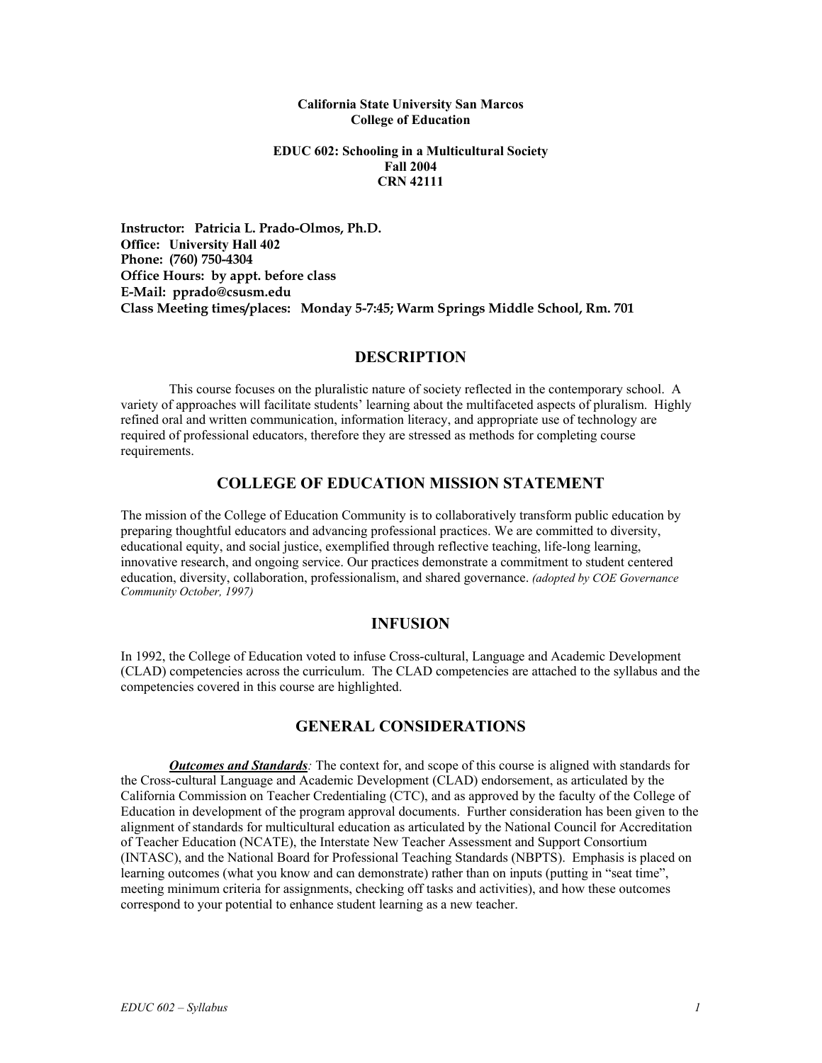**California State University San Marcos**
**College of Education**

**EDUC 602: Schooling in a Multicultural Society**
**Fall 2004**
**CRN 42111**

**Instructor: Patricia L. Prado-Olmos, Ph.D.**
**Office: University Hall 402**
**Phone: (760) 750-4304**
**Office Hours: by appt. before class**
**E-Mail: pprado@csusm.edu**
**Class Meeting times/places: Monday 5-7:45; Warm Springs Middle School, Rm. 701**

## DESCRIPTION

This course focuses on the pluralistic nature of society reflected in the contemporary school. A variety of approaches will facilitate students' learning about the multifaceted aspects of pluralism. Highly refined oral and written communication, information literacy, and appropriate use of technology are required of professional educators, therefore they are stressed as methods for completing course requirements.

## COLLEGE OF EDUCATION MISSION STATEMENT

The mission of the College of Education Community is to collaboratively transform public education by preparing thoughtful educators and advancing professional practices. We are committed to diversity, educational equity, and social justice, exemplified through reflective teaching, life-long learning, innovative research, and ongoing service. Our practices demonstrate a commitment to student centered education, diversity, collaboration, professionalism, and shared governance. *(adopted by COE Governance Community October, 1997)*

## INFUSION

In 1992, the College of Education voted to infuse Cross-cultural, Language and Academic Development (CLAD) competencies across the curriculum. The CLAD competencies are attached to the syllabus and the competencies covered in this course are highlighted.

## GENERAL CONSIDERATIONS

***Outcomes and Standards****:* The context for, and scope of this course is aligned with standards for the Cross-cultural Language and Academic Development (CLAD) endorsement, as articulated by the California Commission on Teacher Credentialing (CTC), and as approved by the faculty of the College of Education in development of the program approval documents. Further consideration has been given to the alignment of standards for multicultural education as articulated by the National Council for Accreditation of Teacher Education (NCATE), the Interstate New Teacher Assessment and Support Consortium (INTASC), and the National Board for Professional Teaching Standards (NBPTS). Emphasis is placed on learning outcomes (what you know and can demonstrate) rather than on inputs (putting in "seat time", meeting minimum criteria for assignments, checking off tasks and activities), and how these outcomes correspond to your potential to enhance student learning as a new teacher.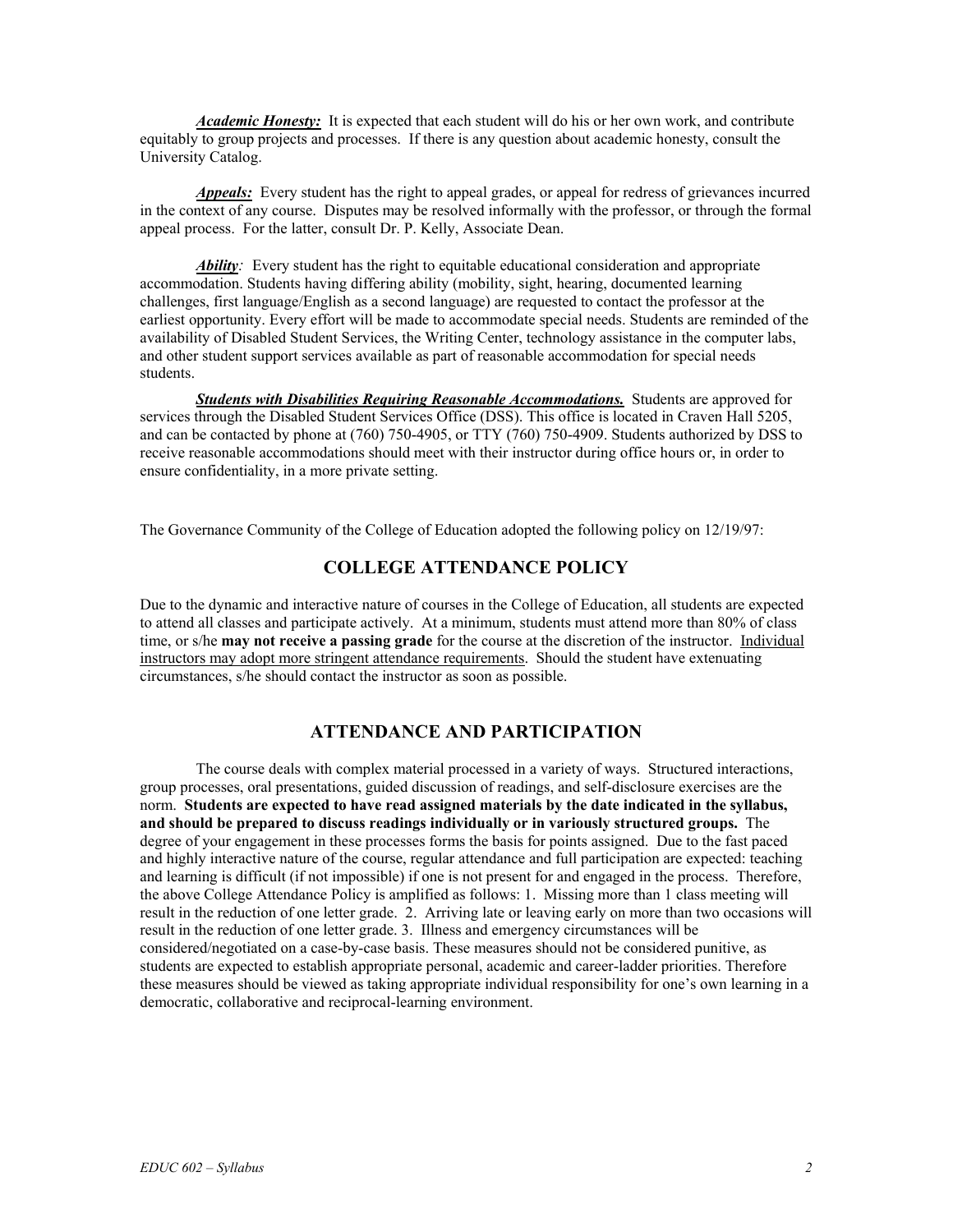***Academic Honesty:*** It is expected that each student will do his or her own work, and contribute equitably to group projects and processes. If there is any question about academic honesty, consult the University Catalog.

***Appeals:*** Every student has the right to appeal grades, or appeal for redress of grievances incurred in the context of any course. Disputes may be resolved informally with the professor, or through the formal appeal process. For the latter, consult Dr. P. Kelly, Associate Dean.

***Ability****:* Every student has the right to equitable educational consideration and appropriate accommodation. Students having differing ability (mobility, sight, hearing, documented learning challenges, first language/English as a second language) are requested to contact the professor at the earliest opportunity. Every effort will be made to accommodate special needs. Students are reminded of the availability of Disabled Student Services, the Writing Center, technology assistance in the computer labs, and other student support services available as part of reasonable accommodation for special needs students.

***Students with Disabilities Requiring Reasonable Accommodations.*** Students are approved for services through the Disabled Student Services Office (DSS). This office is located in Craven Hall 5205, and can be contacted by phone at (760) 750-4905, or TTY (760) 750-4909. Students authorized by DSS to receive reasonable accommodations should meet with their instructor during office hours or, in order to ensure confidentiality, in a more private setting.

The Governance Community of the College of Education adopted the following policy on 12/19/97:

## COLLEGE ATTENDANCE POLICY

Due to the dynamic and interactive nature of courses in the College of Education, all students are expected to attend all classes and participate actively. At a minimum, students must attend more than 80% of class time, or s/he **may not receive a passing grade** for the course at the discretion of the instructor. Individual instructors may adopt more stringent attendance requirements. Should the student have extenuating circumstances, s/he should contact the instructor as soon as possible.

## ATTENDANCE AND PARTICIPATION

The course deals with complex material processed in a variety of ways. Structured interactions, group processes, oral presentations, guided discussion of readings, and self-disclosure exercises are the norm. **Students are expected to have read assigned materials by the date indicated in the syllabus, and should be prepared to discuss readings individually or in variously structured groups.** The degree of your engagement in these processes forms the basis for points assigned. Due to the fast paced and highly interactive nature of the course, regular attendance and full participation are expected: teaching and learning is difficult (if not impossible) if one is not present for and engaged in the process. Therefore, the above College Attendance Policy is amplified as follows: 1. Missing more than 1 class meeting will result in the reduction of one letter grade. 2. Arriving late or leaving early on more than two occasions will result in the reduction of one letter grade. 3. Illness and emergency circumstances will be considered/negotiated on a case-by-case basis. These measures should not be considered punitive, as students are expected to establish appropriate personal, academic and career-ladder priorities. Therefore these measures should be viewed as taking appropriate individual responsibility for one's own learning in a democratic, collaborative and reciprocal-learning environment.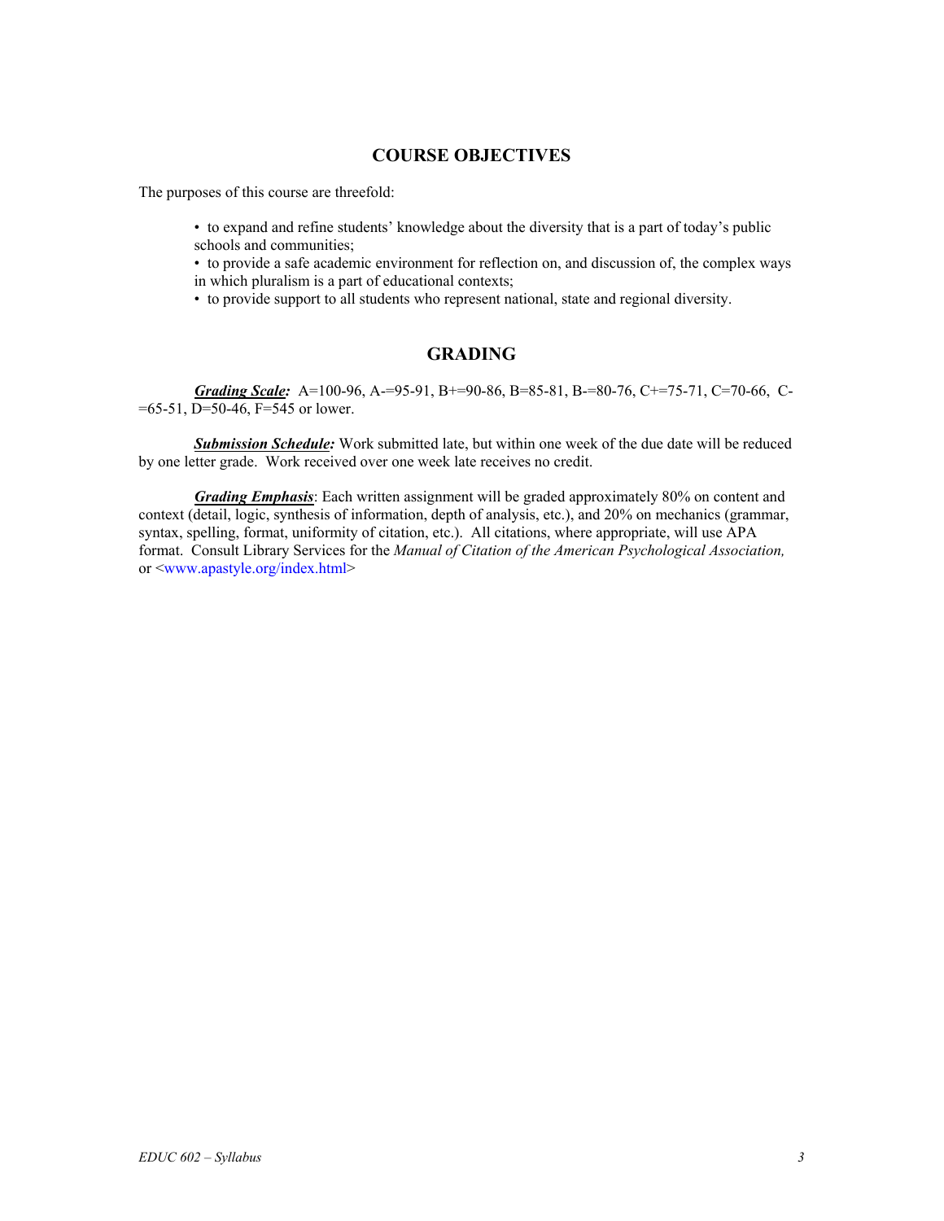## COURSE OBJECTIVES

The purposes of this course are threefold:

- to expand and refine students' knowledge about the diversity that is a part of today's public schools and communities;
- to provide a safe academic environment for reflection on, and discussion of, the complex ways in which pluralism is a part of educational contexts;
- to provide support to all students who represent national, state and regional diversity.

## GRADING

***Grading Scale:*** A=100-96, A-=95-91, B+=90-86, B=85-81, B-=80-76, C+=75-71, C=70-66, C-=65-51, D=50-46, F=545 or lower.

***Submission Schedule:*** Work submitted late, but within one week of the due date will be reduced by one letter grade. Work received over one week late receives no credit.

***Grading Emphasis***: Each written assignment will be graded approximately 80% on content and context (detail, logic, synthesis of information, depth of analysis, etc.), and 20% on mechanics (grammar, syntax, spelling, format, uniformity of citation, etc.). All citations, where appropriate, will use APA format. Consult Library Services for the *Manual of Citation of the American Psychological Association,* or <www.apastyle.org/index.html>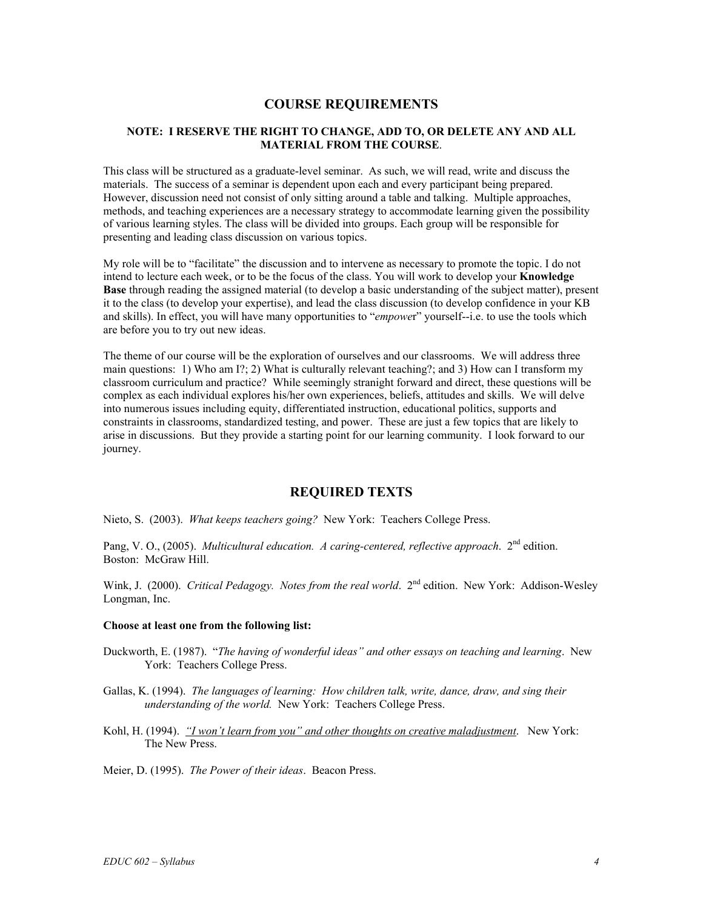## COURSE REQUIREMENTS

**NOTE: I RESERVE THE RIGHT TO CHANGE, ADD TO, OR DELETE ANY AND ALL MATERIAL FROM THE COURSE**.

This class will be structured as a graduate-level seminar. As such, we will read, write and discuss the materials. The success of a seminar is dependent upon each and every participant being prepared. However, discussion need not consist of only sitting around a table and talking. Multiple approaches, methods, and teaching experiences are a necessary strategy to accommodate learning given the possibility of various learning styles. The class will be divided into groups. Each group will be responsible for presenting and leading class discussion on various topics.

My role will be to "facilitate" the discussion and to intervene as necessary to promote the topic. I do not intend to lecture each week, or to be the focus of the class. You will work to develop your **Knowledge Base** through reading the assigned material (to develop a basic understanding of the subject matter), present it to the class (to develop your expertise), and lead the class discussion (to develop confidence in your KB and skills). In effect, you will have many opportunities to "*empowe*r" yourself--i.e. to use the tools which are before you to try out new ideas.

The theme of our course will be the exploration of ourselves and our classrooms. We will address three main questions: 1) Who am I?; 2) What is culturally relevant teaching?; and 3) How can I transform my classroom curriculum and practice? While seemingly stranight forward and direct, these questions will be complex as each individual explores his/her own experiences, beliefs, attitudes and skills. We will delve into numerous issues including equity, differentiated instruction, educational politics, supports and constraints in classrooms, standardized testing, and power. These are just a few topics that are likely to arise in discussions. But they provide a starting point for our learning community. I look forward to our journey.

## REQUIRED TEXTS

Nieto, S. (2003). *What keeps teachers going?* New York: Teachers College Press.

Pang, V. O., (2005). *Multicultural education. A caring-centered, reflective approach*. 2nd edition. Boston: McGraw Hill.

Wink, J. (2000). *Critical Pedagogy. Notes from the real world*. 2nd edition. New York: Addison-Wesley Longman, Inc.

**Choose at least one from the following list:**

Duckworth, E. (1987). "*The having of wonderful ideas" and other essays on teaching and learning*. New York: Teachers College Press.

Gallas, K. (1994). *The languages of learning: How children talk, write, dance, draw, and sing their understanding of the world.* New York: Teachers College Press.

Kohl, H. (1994). *"I won't learn from you" and other thoughts on creative maladjustment*. New York: The New Press.

Meier, D. (1995). *The Power of their ideas*. Beacon Press.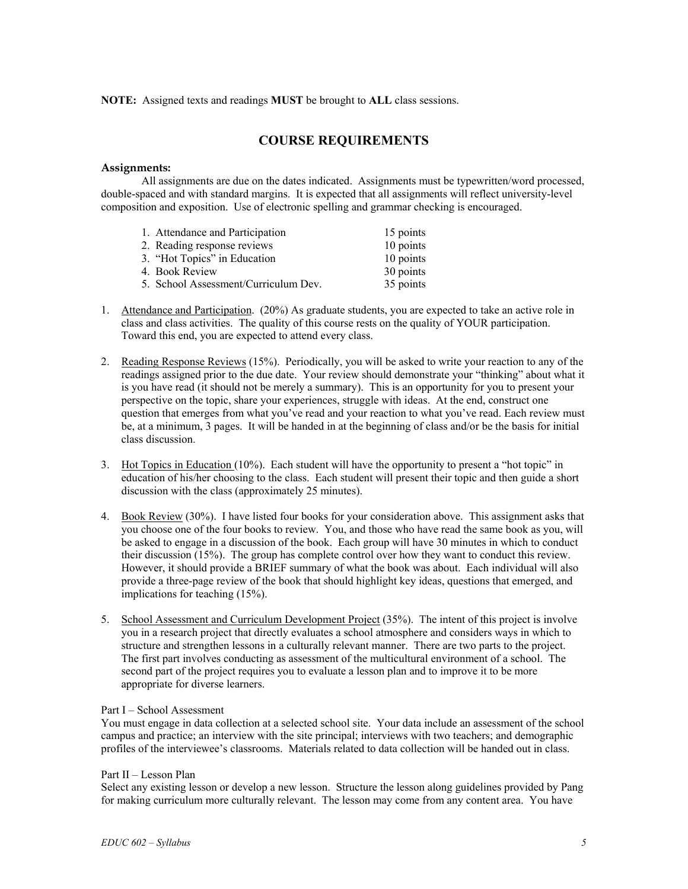**NOTE:** Assigned texts and readings **MUST** be brought to **ALL** class sessions.

## COURSE REQUIREMENTS

**Assignments:**

All assignments are due on the dates indicated. Assignments must be typewritten/word processed, double-spaced and with standard margins. It is expected that all assignments will reflect university-level composition and exposition. Use of electronic spelling and grammar checking is encouraged.

| | |
|---|---|
| 1. Attendance and Participation | 15 points |
| 2. Reading response reviews | 10 points |
| 3. "Hot Topics" in Education | 10 points |
| 4. Book Review | 30 points |
| 5. School Assessment/Curriculum Dev. | 35 points |

1. Attendance and Participation. (20%) As graduate students, you are expected to take an active role in class and class activities. The quality of this course rests on the quality of YOUR participation. Toward this end, you are expected to attend every class.

2. Reading Response Reviews (15%). Periodically, you will be asked to write your reaction to any of the readings assigned prior to the due date. Your review should demonstrate your "thinking" about what it is you have read (it should not be merely a summary). This is an opportunity for you to present your perspective on the topic, share your experiences, struggle with ideas. At the end, construct one question that emerges from what you've read and your reaction to what you've read. Each review must be, at a minimum, 3 pages. It will be handed in at the beginning of class and/or be the basis for initial class discussion.

3. Hot Topics in Education (10%). Each student will have the opportunity to present a "hot topic" in education of his/her choosing to the class. Each student will present their topic and then guide a short discussion with the class (approximately 25 minutes).

4. Book Review (30%). I have listed four books for your consideration above. This assignment asks that you choose one of the four books to review. You, and those who have read the same book as you, will be asked to engage in a discussion of the book. Each group will have 30 minutes in which to conduct their discussion (15%). The group has complete control over how they want to conduct this review. However, it should provide a BRIEF summary of what the book was about. Each individual will also provide a three-page review of the book that should highlight key ideas, questions that emerged, and implications for teaching (15%).

5. School Assessment and Curriculum Development Project (35%). The intent of this project is involve you in a research project that directly evaluates a school atmosphere and considers ways in which to structure and strengthen lessons in a culturally relevant manner. There are two parts to the project. The first part involves conducting as assessment of the multicultural environment of a school. The second part of the project requires you to evaluate a lesson plan and to improve it to be more appropriate for diverse learners.

Part I – School Assessment

You must engage in data collection at a selected school site. Your data include an assessment of the school campus and practice; an interview with the site principal; interviews with two teachers; and demographic profiles of the interviewee's classrooms. Materials related to data collection will be handed out in class.

Part II – Lesson Plan

Select any existing lesson or develop a new lesson. Structure the lesson along guidelines provided by Pang for making curriculum more culturally relevant. The lesson may come from any content area. You have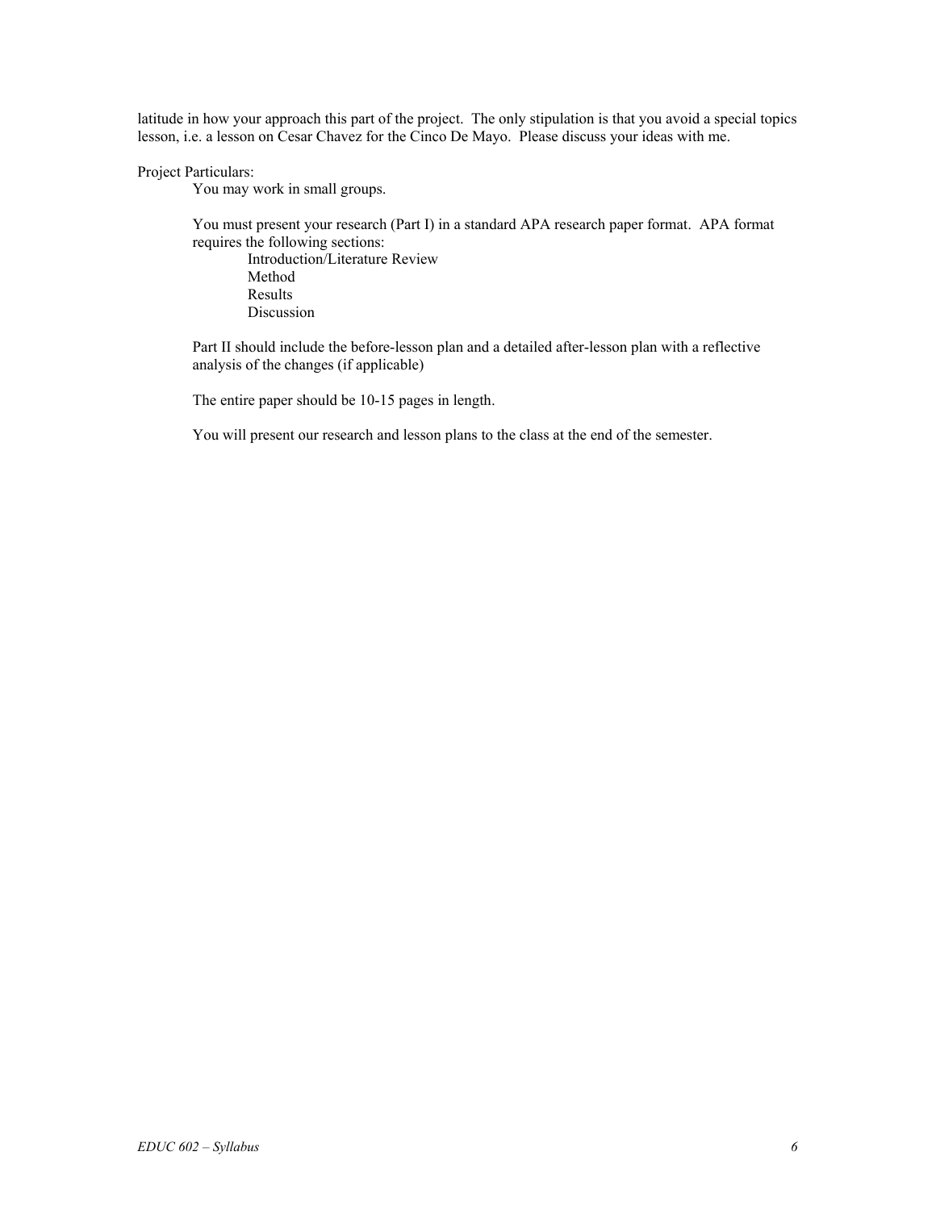latitude in how your approach this part of the project. The only stipulation is that you avoid a special topics lesson, i.e. a lesson on Cesar Chavez for the Cinco De Mayo. Please discuss your ideas with me.

Project Particulars:

You may work in small groups.

You must present your research (Part I) in a standard APA research paper format. APA format requires the following sections:

- Introduction/Literature Review
- Method
- Results
- Discussion

Part II should include the before-lesson plan and a detailed after-lesson plan with a reflective analysis of the changes (if applicable)

The entire paper should be 10-15 pages in length.

You will present our research and lesson plans to the class at the end of the semester.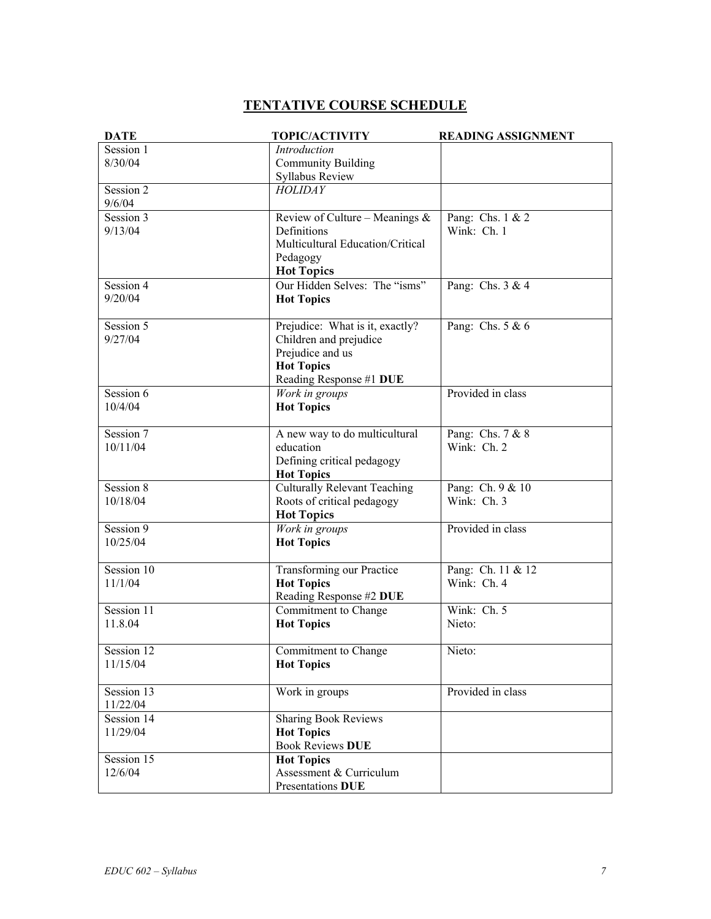# TENTATIVE COURSE SCHEDULE

| DATE | TOPIC/ACTIVITY | READING ASSIGNMENT |
|---|---|---|
| Session 1<br>8/30/04 | *Introduction*<br>Community Building<br>Syllabus Review | |
| Session 2<br>9/6/04 | *HOLIDAY* | |
| Session 3<br>9/13/04 | Review of Culture – Meanings & Definitions<br>Multicultural Education/Critical Pedagogy<br>**Hot Topics** | Pang: Chs. 1 & 2<br>Wink: Ch. 1 |
| Session 4<br>9/20/04 | Our Hidden Selves: The "isms"<br>**Hot Topics** | Pang: Chs. 3 & 4 |
| Session 5<br>9/27/04 | Prejudice: What is it, exactly?<br>Children and prejudice<br>Prejudice and us<br>**Hot Topics**<br>Reading Response #1 **DUE** | Pang: Chs. 5 & 6 |
| Session 6<br>10/4/04 | *Work in groups*<br>**Hot Topics** | Provided in class |
| Session 7<br>10/11/04 | A new way to do multicultural education<br>Defining critical pedagogy<br>**Hot Topics** | Pang: Chs. 7 & 8<br>Wink: Ch. 2 |
| Session 8<br>10/18/04 | Culturally Relevant Teaching<br>Roots of critical pedagogy<br>**Hot Topics** | Pang: Ch. 9 & 10<br>Wink: Ch. 3 |
| Session 9<br>10/25/04 | *Work in groups*<br>**Hot Topics** | Provided in class |
| Session 10<br>11/1/04 | Transforming our Practice<br>**Hot Topics**<br>Reading Response #2 **DUE** | Pang: Ch. 11 & 12<br>Wink: Ch. 4 |
| Session 11<br>11.8.04 | Commitment to Change<br>**Hot Topics** | Wink: Ch. 5<br>Nieto: |
| Session 12<br>11/15/04 | Commitment to Change<br>**Hot Topics** | Nieto: |
| Session 13<br>11/22/04 | Work in groups | Provided in class |
| Session 14<br>11/29/04 | Sharing Book Reviews<br>**Hot Topics**<br>Book Reviews **DUE** | |
| Session 15<br>12/6/04 | **Hot Topics**<br>Assessment & Curriculum Presentations **DUE** | |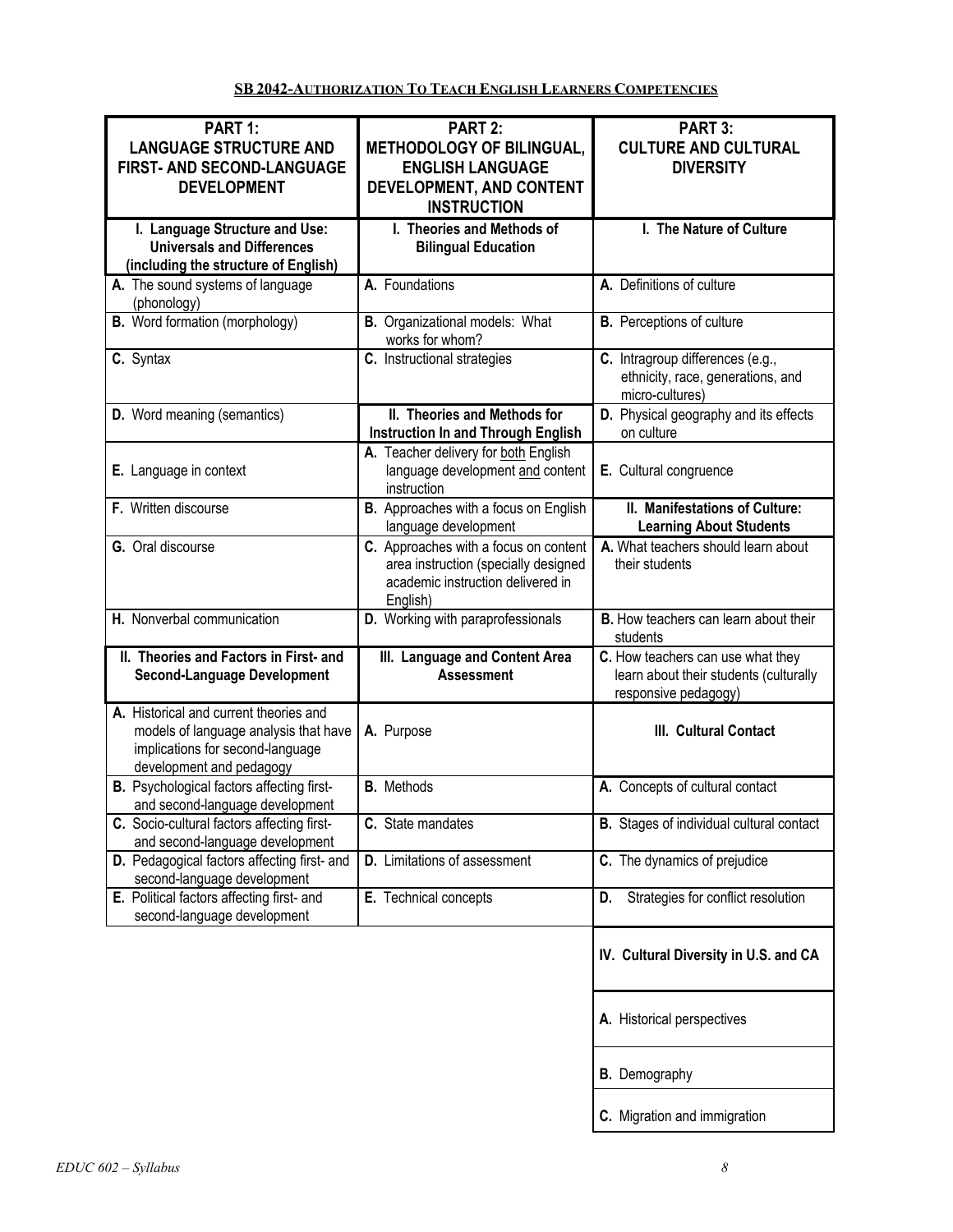## SB 2042-Authorization To Teach English Learners Competencies

| PART 1: LANGUAGE STRUCTURE AND FIRST- AND SECOND-LANGUAGE DEVELOPMENT | PART 2: METHODOLOGY OF BILINGUAL, ENGLISH LANGUAGE DEVELOPMENT, AND CONTENT INSTRUCTION | PART 3: CULTURE AND CULTURAL DIVERSITY |
|---|---|---|
| **I. Language Structure and Use: Universals and Differences (including the structure of English)** | **I. Theories and Methods of Bilingual Education** | **I. The Nature of Culture** |
| **A.** The sound systems of language (phonology) | **A.** Foundations | **A.** Definitions of culture |
| **B.** Word formation (morphology) | **B.** Organizational models: What works for whom? | **B.** Perceptions of culture |
| **C.** Syntax | **C.** Instructional strategies | **C.** Intragroup differences (e.g., ethnicity, race, generations, and micro-cultures) |
| **D.** Word meaning (semantics) | **II. Theories and Methods for Instruction In and Through English** | **D.** Physical geography and its effects on culture |
| **E.** Language in context | **A.** Teacher delivery for both English language development and content instruction | **E.** Cultural congruence |
| **F.** Written discourse | **B.** Approaches with a focus on English language development | **II. Manifestations of Culture: Learning About Students** |
| **G.** Oral discourse | **C.** Approaches with a focus on content area instruction (specially designed academic instruction delivered in English) | **A.** What teachers should learn about their students |
| **H.** Nonverbal communication | **D.** Working with paraprofessionals | **B.** How teachers can learn about their students |
| **II. Theories and Factors in First- and Second-Language Development** | **III. Language and Content Area Assessment** | **C.** How teachers can use what they learn about their students (culturally responsive pedagogy) |
| **A.** Historical and current theories and models of language analysis that have implications for second-language development and pedagogy | **A.** Purpose | **III. Cultural Contact** |
| **B.** Psychological factors affecting first- and second-language development | **B.** Methods | **A.** Concepts of cultural contact |
| **C.** Socio-cultural factors affecting first- and second-language development | **C.** State mandates | **B.** Stages of individual cultural contact |
| **D.** Pedagogical factors affecting first- and second-language development | **D.** Limitations of assessment | **C.** The dynamics of prejudice |
| **E.** Political factors affecting first- and second-language development | **E.** Technical concepts | **D.** Strategies for conflict resolution |
| | | **IV. Cultural Diversity in U.S. and CA** |
| | | **A.** Historical perspectives |
| | | **B.** Demography |
| | | **C.** Migration and immigration |